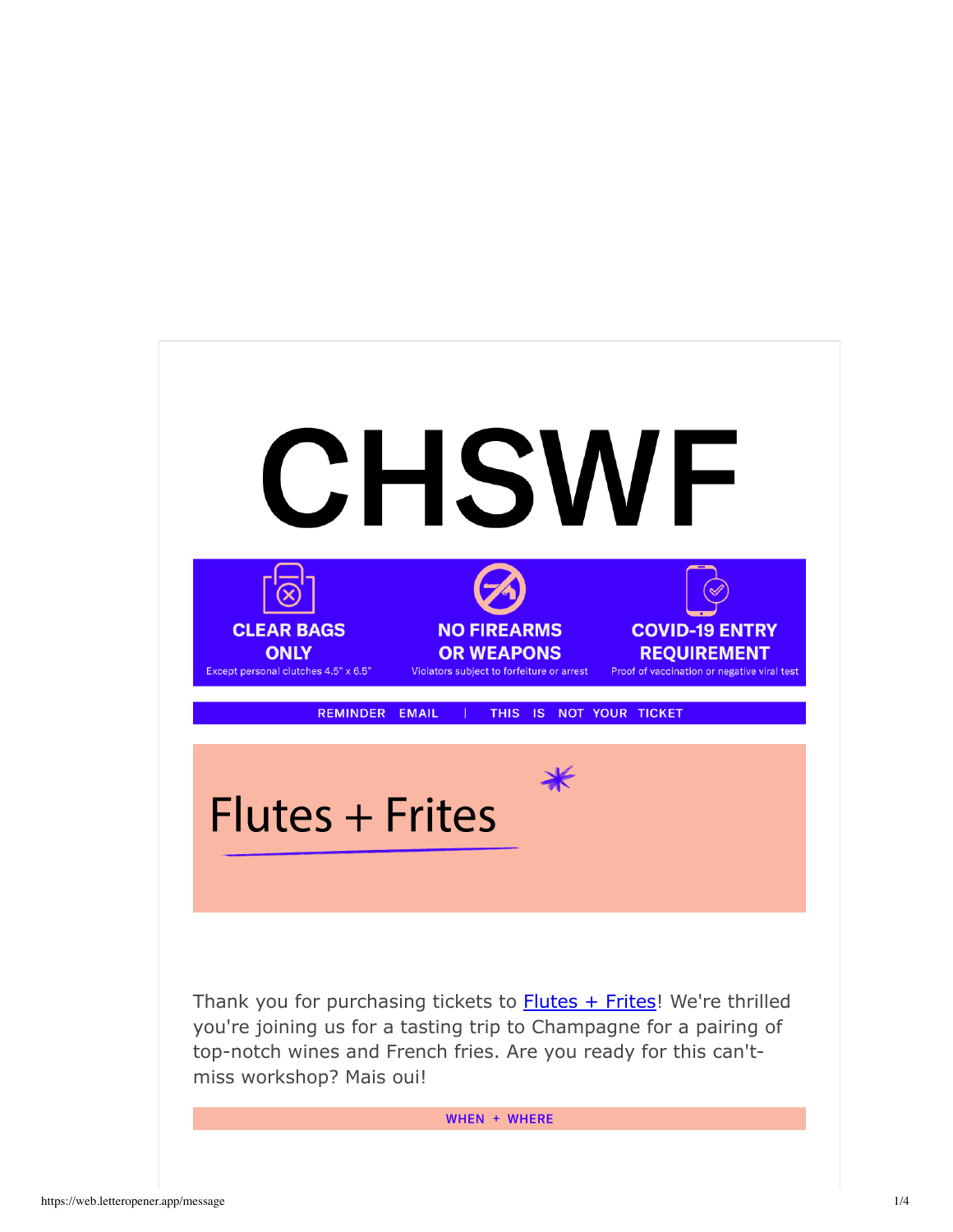# CHSWF

**CLEAR BAGS ONLY**
Except personal clutches 4.5" x 6.5"

**NO FIREARMS OR WEAPONS**
Violators subject to forfeiture or arrest

**COVID-19 ENTRY REQUIREMENT**
Proof of vaccination or negative viral test

REMINDER EMAIL | THIS IS NOT YOUR TICKET

## Flutes + Frites

Thank you for purchasing tickets to [Flutes + Frites]! We're thrilled you're joining us for a tasting trip to Champagne for a pairing of top-notch wines and French fries. Are you ready for this can't-miss workshop? Mais oui!

**WHEN + WHERE**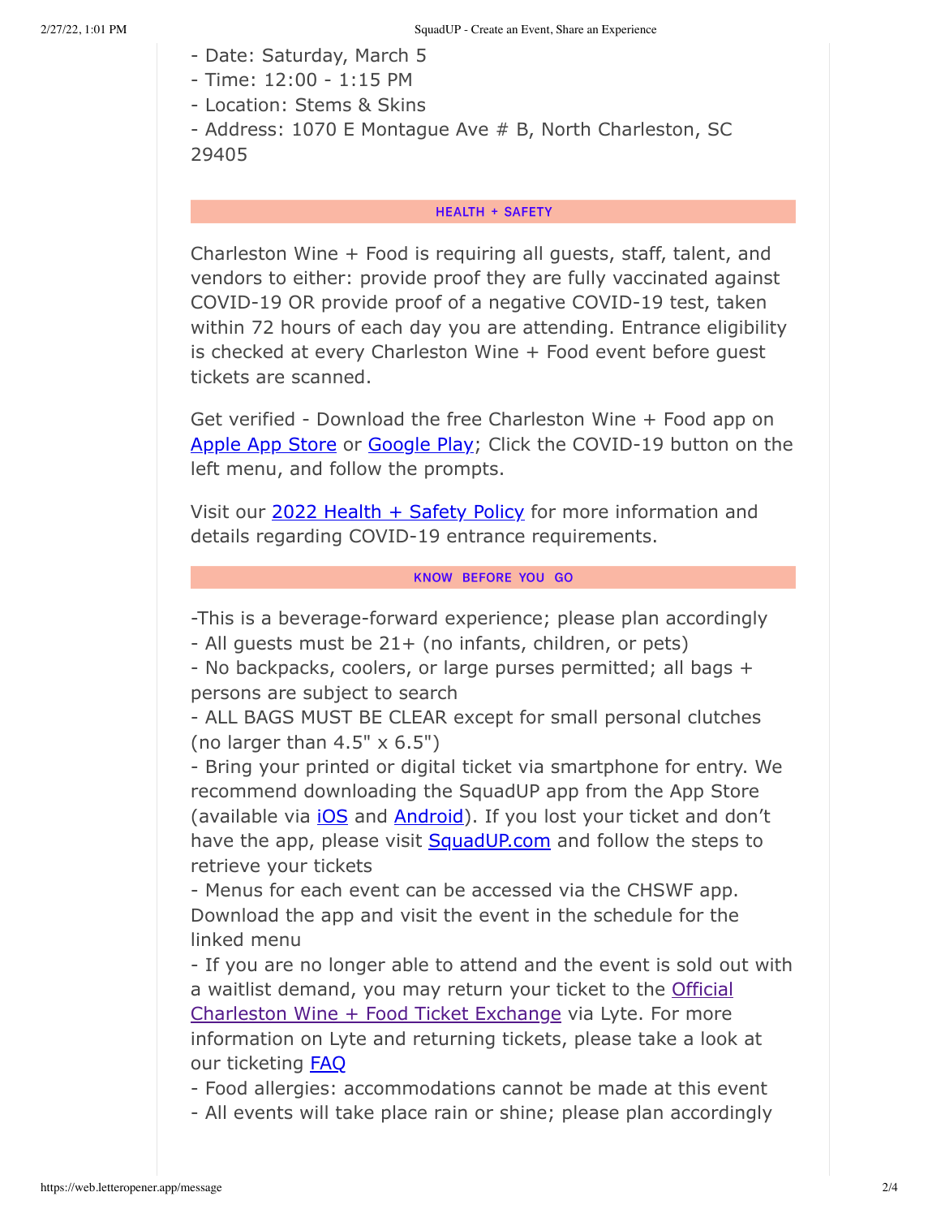- Date: Saturday, March 5
- Time: 12:00 - 1:15 PM
- Location: Stems & Skins
- Address: 1070 E Montague Ave # B, North Charleston, SC 29405

## HEALTH + SAFETY

Charleston Wine + Food is requiring all guests, staff, talent, and vendors to either: provide proof they are fully vaccinated against COVID-19 OR provide proof of a negative COVID-19 test, taken within 72 hours of each day you are attending. Entrance eligibility is checked at every Charleston Wine + Food event before guest tickets are scanned.

Get verified - Download the free Charleston Wine + Food app on Apple App Store or Google Play; Click the COVID-19 button on the left menu, and follow the prompts.

Visit our 2022 Health + Safety Policy for more information and details regarding COVID-19 entrance requirements.

## KNOW BEFORE YOU GO

-This is a beverage-forward experience; please plan accordingly
- All guests must be 21+ (no infants, children, or pets)
- No backpacks, coolers, or large purses permitted; all bags + persons are subject to search
- ALL BAGS MUST BE CLEAR except for small personal clutches (no larger than 4.5" x 6.5")
- Bring your printed or digital ticket via smartphone for entry. We recommend downloading the SquadUP app from the App Store (available via iOS and Android). If you lost your ticket and don't have the app, please visit SquadUP.com and follow the steps to retrieve your tickets
- Menus for each event can be accessed via the CHSWF app. Download the app and visit the event in the schedule for the linked menu
- If you are no longer able to attend and the event is sold out with a waitlist demand, you may return your ticket to the Official Charleston Wine + Food Ticket Exchange via Lyte. For more information on Lyte and returning tickets, please take a look at our ticketing FAQ
- Food allergies: accommodations cannot be made at this event
- All events will take place rain or shine; please plan accordingly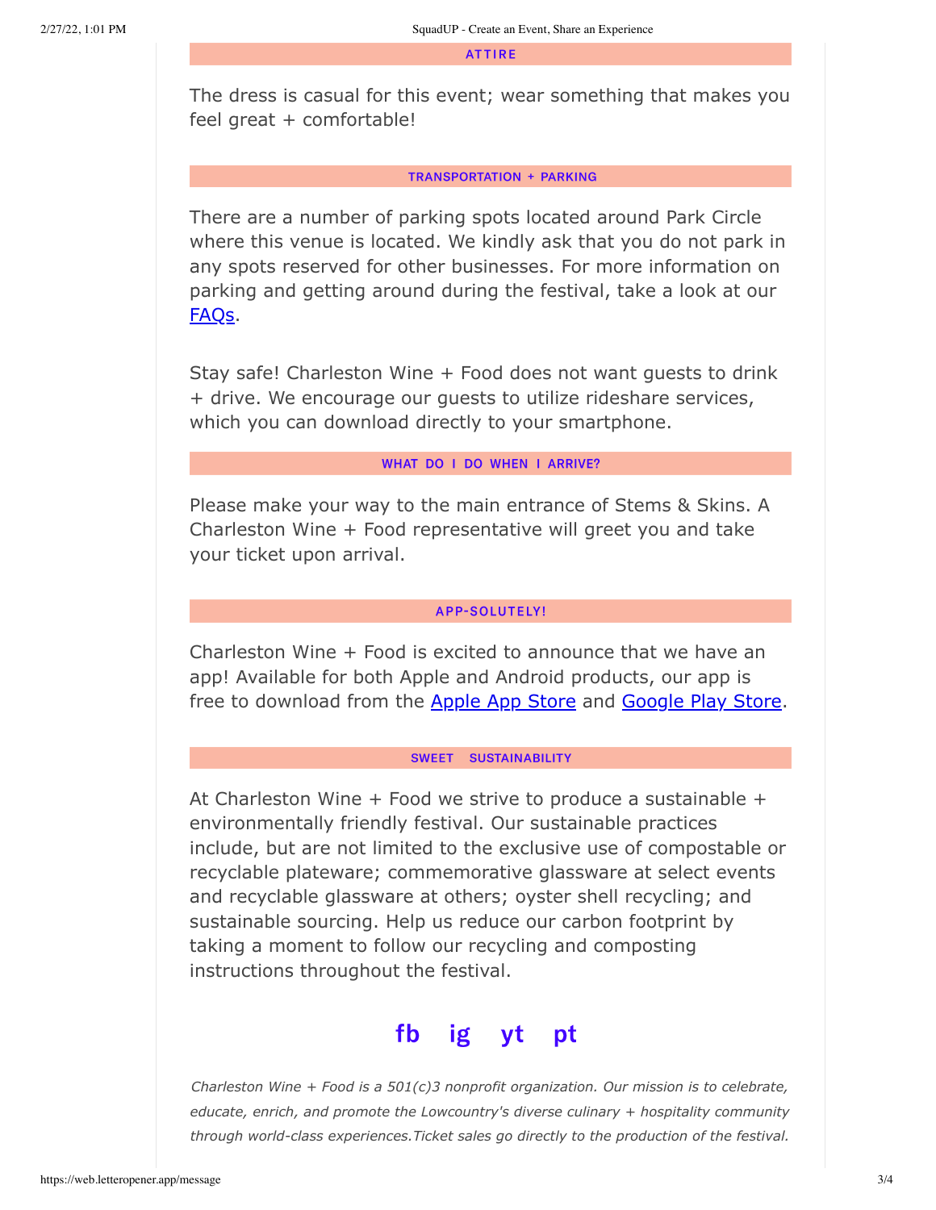## ATTIRE

The dress is casual for this event; wear something that makes you feel great + comfortable!

## TRANSPORTATION + PARKING

There are a number of parking spots located around Park Circle where this venue is located. We kindly ask that you do not park in any spots reserved for other businesses. For more information on parking and getting around during the festival, take a look at our FAQs.

Stay safe! Charleston Wine + Food does not want guests to drink + drive. We encourage our guests to utilize rideshare services, which you can download directly to your smartphone.

## WHAT DO I DO WHEN I ARRIVE?

Please make your way to the main entrance of Stems & Skins. A Charleston Wine + Food representative will greet you and take your ticket upon arrival.

## APP-SOLUTELY!

Charleston Wine + Food is excited to announce that we have an app! Available for both Apple and Android products, our app is free to download from the Apple App Store and Google Play Store.

## SWEET SUSTAINABILITY

At Charleston Wine + Food we strive to produce a sustainable + environmentally friendly festival. Our sustainable practices include, but are not limited to the exclusive use of compostable or recyclable plateware; commemorative glassware at select events and recyclable glassware at others; oyster shell recycling; and sustainable sourcing. Help us reduce our carbon footprint by taking a moment to follow our recycling and composting instructions throughout the festival.

**fb ig yt pt**

*Charleston Wine + Food is a 501(c)3 nonprofit organization. Our mission is to celebrate, educate, enrich, and promote the Lowcountry's diverse culinary + hospitality community through world-class experiences.Ticket sales go directly to the production of the festival.*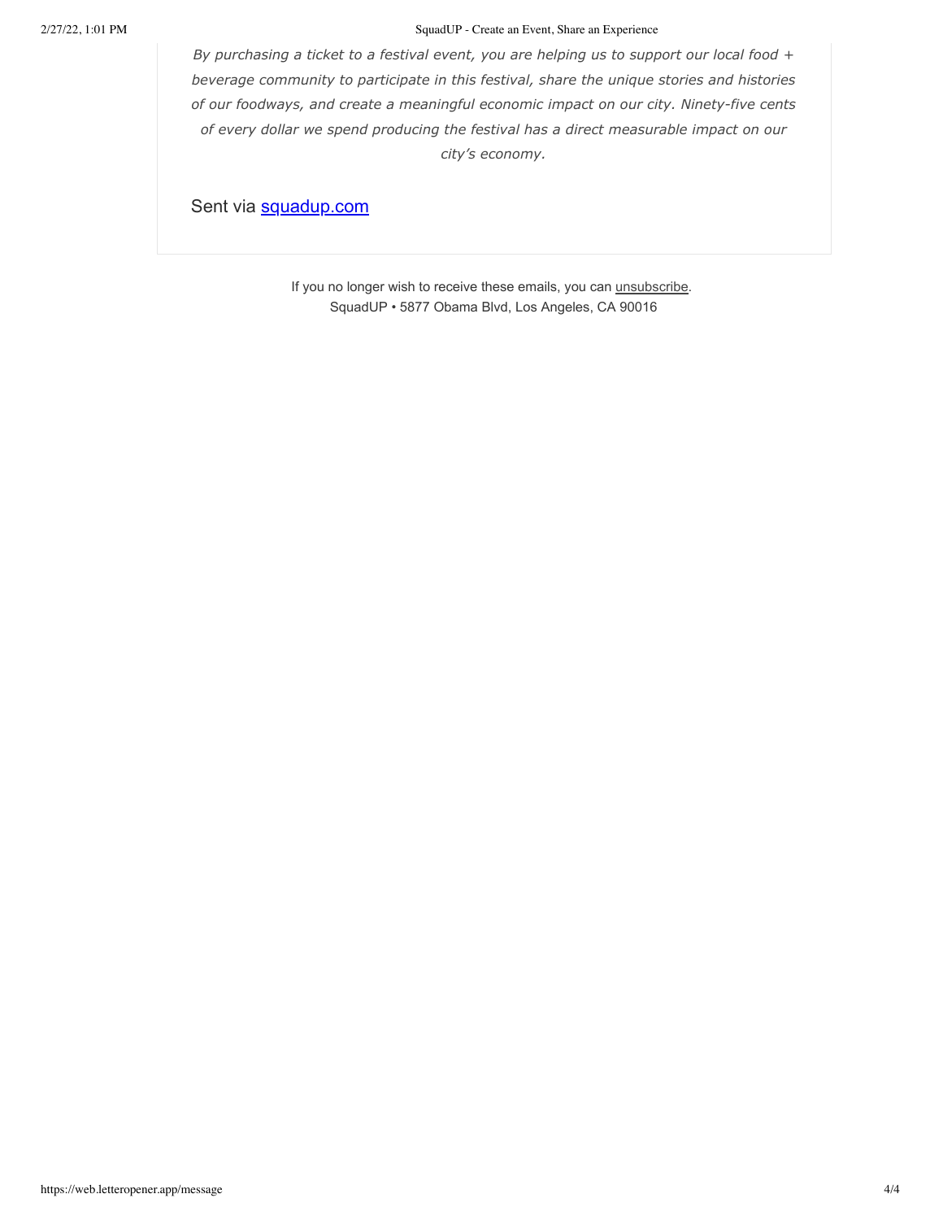*By purchasing a ticket to a festival event, you are helping us to support our local food + beverage community to participate in this festival, share the unique stories and histories of our foodways, and create a meaningful economic impact on our city. Ninety-five cents of every dollar we spend producing the festival has a direct measurable impact on our city's economy.*

Sent via [squadup.com](squadup.com)

If you no longer wish to receive these emails, you can unsubscribe.
SquadUP • 5877 Obama Blvd, Los Angeles, CA 90016